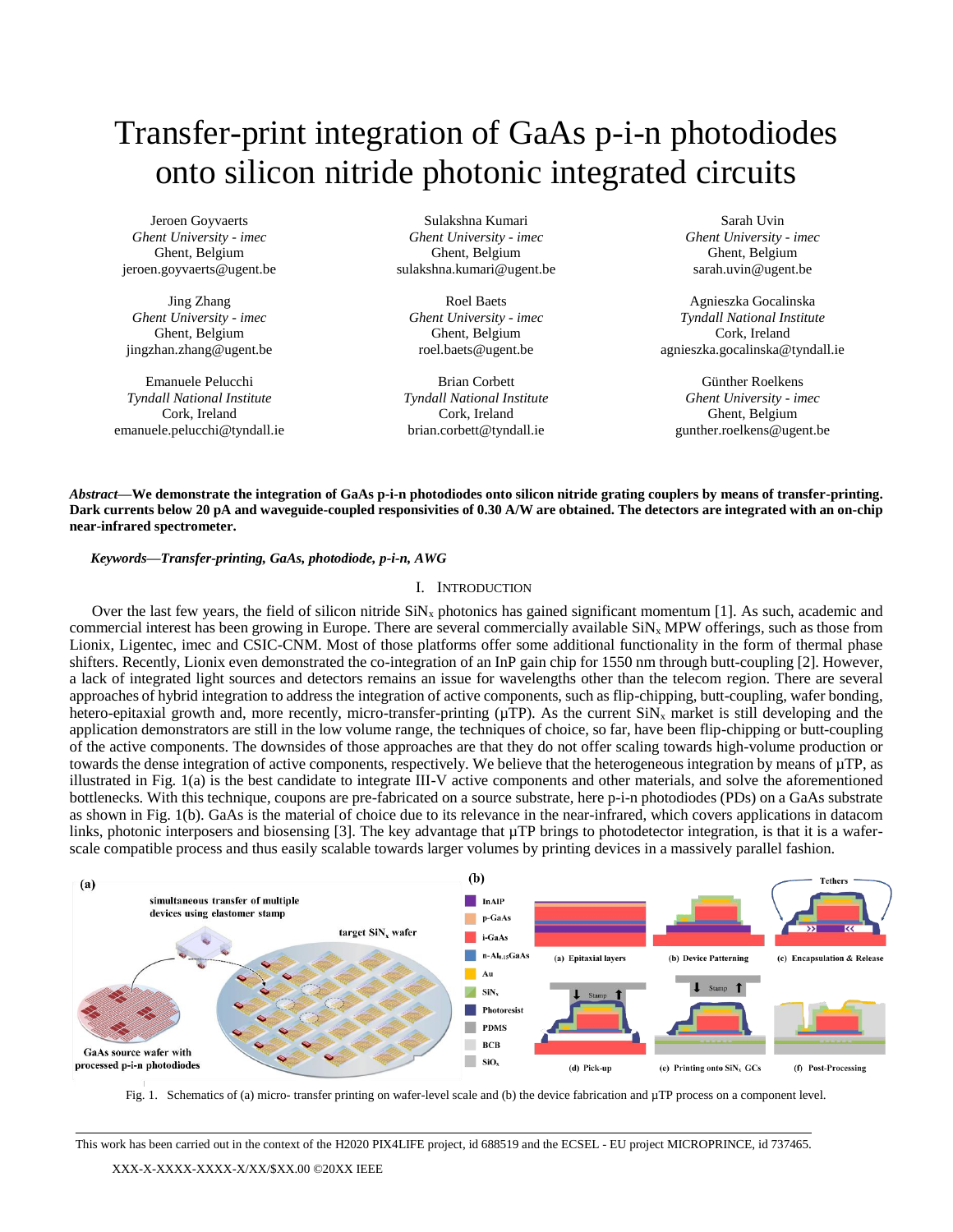# Transfer-print integration of GaAs p-i-n photodiodes onto silicon nitride photonic integrated circuits

Jeroen Goyvaerts
*Ghent University - imec*
Ghent, Belgium
jeroen.goyvaerts@ugent.be

Sulakshna Kumari
*Ghent University - imec*
Ghent, Belgium
sulakshna.kumari@ugent.be

Sarah Uvin
*Ghent University - imec*
Ghent, Belgium
sarah.uvin@ugent.be

Jing Zhang
*Ghent University - imec*
Ghent, Belgium
jingzhan.zhang@ugent.be

Roel Baets
*Ghent University - imec*
Ghent, Belgium
roel.baets@ugent.be

Agnieszka Gocalinska
*Tyndall National Institute*
Cork, Ireland
agnieszka.gocalinska@tyndall.ie

Emanuele Pelucchi
*Tyndall National Institute*
Cork, Ireland
emanuele.pelucchi@tyndall.ie

Brian Corbett
*Tyndall National Institute*
Cork, Ireland
brian.corbett@tyndall.ie

Günther Roelkens
*Ghent University - imec*
Ghent, Belgium
gunther.roelkens@ugent.be

***Abstract*—We demonstrate the integration of GaAs p-i-n photodiodes onto silicon nitride grating couplers by means of transfer-printing. Dark currents below 20 pA and waveguide-coupled responsivities of 0.30 A/W are obtained. The detectors are integrated with an on-chip near-infrared spectrometer.**

***Keywords—Transfer-printing, GaAs, photodiode, p-i-n, AWG***

## I. Introduction

Over the last few years, the field of silicon nitride $SiN_x$ photonics has gained significant momentum [1]. As such, academic and commercial interest has been growing in Europe. There are several commercially available $SiN_x$ MPW offerings, such as those from Lionix, Ligentec, imec and CSIC-CNM. Most of those platforms offer some additional functionality in the form of thermal phase shifters. Recently, Lionix even demonstrated the co-integration of an InP gain chip for 1550 nm through butt-coupling [2]. However, a lack of integrated light sources and detectors remains an issue for wavelengths other than the telecom region. There are several approaches of hybrid integration to address the integration of active components, such as flip-chipping, butt-coupling, wafer bonding, hetero-epitaxial growth and, more recently, micro-transfer-printing (µTP). As the current $SiN_x$ market is still developing and the application demonstrators are still in the low volume range, the techniques of choice, so far, have been flip-chipping or butt-coupling of the active components. The downsides of those approaches are that they do not offer scaling towards high-volume production or towards the dense integration of active components, respectively. We believe that the heterogeneous integration by means of µTP, as illustrated in Fig. 1(a) is the best candidate to integrate III-V active components and other materials, and solve the aforementioned bottlenecks. With this technique, coupons are pre-fabricated on a source substrate, here p-i-n photodiodes (PDs) on a GaAs substrate as shown in Fig. 1(b). GaAs is the material of choice due to its relevance in the near-infrared, which covers applications in datacom links, photonic interposers and biosensing [3]. The key advantage that µTP brings to photodetector integration, is that it is a wafer-scale compatible process and thus easily scalable towards larger volumes by printing devices in a massively parallel fashion.

Fig. 1. Schematics of (a) micro- transfer printing on wafer-level scale and (b) the device fabrication and µTP process on a component level.

This work has been carried out in the context of the H2020 PIX4LIFE project, id 688519 and the ECSEL - EU project MICROPRINCE, id 737465.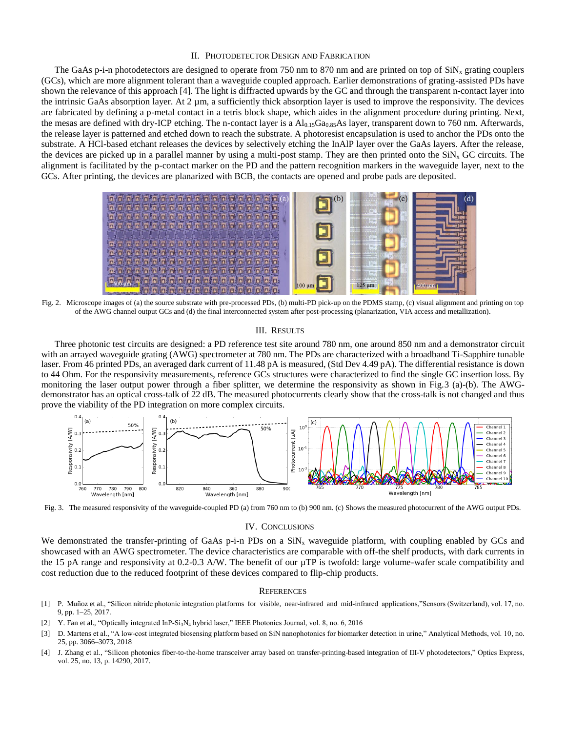## II. Photodetector Design and Fabrication

The GaAs p-i-n photodetectors are designed to operate from 750 nm to 870 nm and are printed on top of $SiN_x$ grating couplers (GCs), which are more alignment tolerant than a waveguide coupled approach. Earlier demonstrations of grating-assisted PDs have shown the relevance of this approach [4]. The light is diffracted upwards by the GC and through the transparent n-contact layer into the intrinsic GaAs absorption layer. At 2 µm, a sufficiently thick absorption layer is used to improve the responsivity. The devices are fabricated by defining a p-metal contact in a tetris block shape, which aides in the alignment procedure during printing. Next, the mesas are defined with dry-ICP etching. The n-contact layer is a $Al_{0.15}Ga_{0.85}As$ layer, transparent down to 760 nm. Afterwards, the release layer is patterned and etched down to reach the substrate. A photoresist encapsulation is used to anchor the PDs onto the substrate. A HCl-based etchant releases the devices by selectively etching the InAlP layer over the GaAs layers. After the release, the devices are picked up in a parallel manner by using a multi-post stamp. They are then printed onto the $SiN_x$ GC circuits. The alignment is facilitated by the p-contact marker on the PD and the pattern recognition markers in the waveguide layer, next to the GCs. After printing, the devices are planarized with BCB, the contacts are opened and probe pads are deposited.

(a) 500 µm
(b) 100 µm
(c) 125 µm
(d) 400 µm

Fig. 2. Microscope images of (a) the source substrate with pre-processed PDs, (b) multi-PD pick-up on the PDMS stamp, (c) visual alignment and printing on top of the AWG channel output GCs and (d) the final interconnected system after post-processing (planarization, VIA access and metallization).

## III. Results

Three photonic test circuits are designed: a PD reference test site around 780 nm, one around 850 nm and a demonstrator circuit with an arrayed waveguide grating (AWG) spectrometer at 780 nm. The PDs are characterized with a broadband Ti-Sapphire tunable laser. From 46 printed PDs, an averaged dark current of 11.48 pA is measured, (Std Dev 4.49 pA). The differential resistance is down to 44 Ohm. For the responsivity measurements, reference GCs structures were characterized to find the single GC insertion loss. By monitoring the laser output power through a fiber splitter, we determine the responsivity as shown in Fig.3 (a)-(b). The AWG-demonstrator has an optical cross-talk of 22 dB. The measured photocurrents clearly show that the cross-talk is not changed and thus prove the viability of the PD integration on more complex circuits.

(a)
Responsivity [A/W]
0.4, 0.3, 0.2, 0.1, 0.0
50%
Wavelength [nm]
760, 770, 780, 790, 800

(b)
Responsivity [A/W]
0.4, 0.3, 0.2, 0.1, 0.0
50%
Wavelength [nm]
820, 840, 860, 880, 900

(c)
Photocurrent [µA]
$10^0$, $10^{-1}$, $10^{-2}$
Wavelength [nm]
765, 770, 775, 780, 785
Channel 1, Channel 2, Channel 3, Channel 4, Channel 5, Channel 6, Channel 7, Channel 8, Channel 9, Channel 10

Fig. 3. The measured responsivity of the waveguide-coupled PD (a) from 760 nm to (b) 900 nm. (c) Shows the measured photocurrent of the AWG output PDs.

## IV. Conclusions

We demonstrated the transfer-printing of GaAs p-i-n PDs on a $SiN_x$ waveguide platform, with coupling enabled by GCs and showcased with an AWG spectrometer. The device characteristics are comparable with off-the shelf products, with dark currents in the 15 pA range and responsivity at 0.2-0.3 A/W. The benefit of our µTP is twofold: large volume-wafer scale compatibility and cost reduction due to the reduced footprint of these devices compared to flip-chip products.

## References

[1] P. Muñoz et al., "Silicon nitride photonic integration platforms for visible, near-infrared and mid-infrared applications,"Sensors (Switzerland), vol. 17, no. 9, pp. 1–25, 2017.

[2] Y. Fan et al., "Optically integrated InP-$Si_3N_4$ hybrid laser," IEEE Photonics Journal, vol. 8, no. 6, 2016

[3] D. Martens et al., "A low-cost integrated biosensing platform based on SiN nanophotonics for biomarker detection in urine," Analytical Methods, vol. 10, no. 25, pp. 3066–3073, 2018

[4] J. Zhang et al., "Silicon photonics fiber-to-the-home transceiver array based on transfer-printing-based integration of III-V photodetectors," Optics Express, vol. 25, no. 13, p. 14290, 2017.